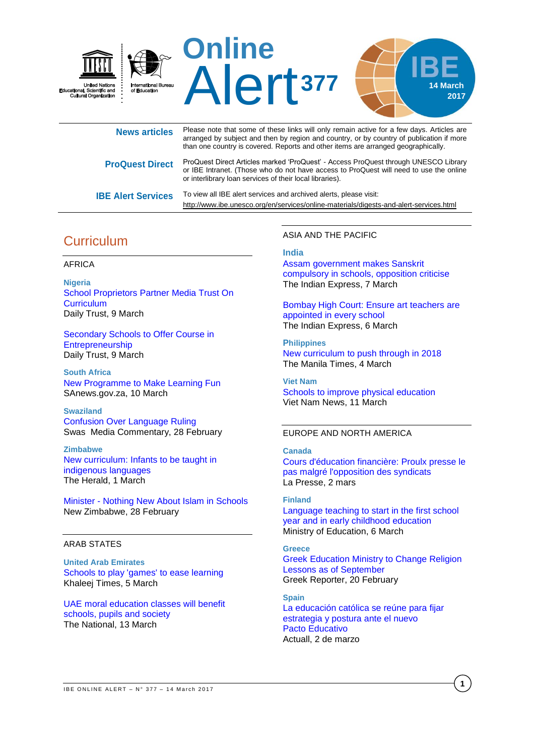# Online Alert 377

**IBE**
**14 March 2017**

United Nations Educational, Scientific and Cultural Organization

International Bureau of Education

**News articles** Please note that some of these links will only remain active for a few days. Articles are arranged by subject and then by region and country, or by country of publication if more than one country is covered. Reports and other items are arranged geographically.

**ProQuest Direct** ProQuest Direct Articles marked 'ProQuest' - Access ProQuest through UNESCO Library or IBE Intranet. (Those who do not have access to ProQuest will need to use the online or interlibrary loan services of their local libraries).

**IBE Alert Services** To view all IBE alert services and archived alerts, please visit: http://www.ibe.unesco.org/en/services/online-materials/digests-and-alert-services.html

## Curriculum

### AFRICA

**Nigeria**

School Proprietors Partner Media Trust On Curriculum
Daily Trust, 9 March

Secondary Schools to Offer Course in Entrepreneurship
Daily Trust, 9 March

**South Africa**

New Programme to Make Learning Fun
SAnews.gov.za, 10 March

**Swaziland**

Confusion Over Language Ruling
Swas Media Commentary, 28 February

**Zimbabwe**

New curriculum: Infants to be taught in indigenous languages
The Herald, 1 March

Minister - Nothing New About Islam in Schools
New Zimbabwe, 28 February

### ARAB STATES

**United Arab Emirates**

Schools to play 'games' to ease learning
Khaleej Times, 5 March

UAE moral education classes will benefit schools, pupils and society
The National, 13 March

### ASIA AND THE PACIFIC

**India**

Assam government makes Sanskrit compulsory in schools, opposition criticise
The Indian Express, 7 March

Bombay High Court: Ensure art teachers are appointed in every school
The Indian Express, 6 March

**Philippines**

New curriculum to push through in 2018
The Manila Times, 4 March

**Viet Nam**

Schools to improve physical education
Viet Nam News, 11 March

### EUROPE AND NORTH AMERICA

**Canada**

Cours d'éducation financière: Proulx presse le pas malgré l'opposition des syndicats
La Presse, 2 mars

**Finland**

Language teaching to start in the first school year and in early childhood education
Ministry of Education, 6 March

**Greece**

Greek Education Ministry to Change Religion Lessons as of September
Greek Reporter, 20 February

**Spain**

La educación católica se reúne para fijar estrategia y postura ante el nuevo Pacto Educativo
Actuall, 2 de marzo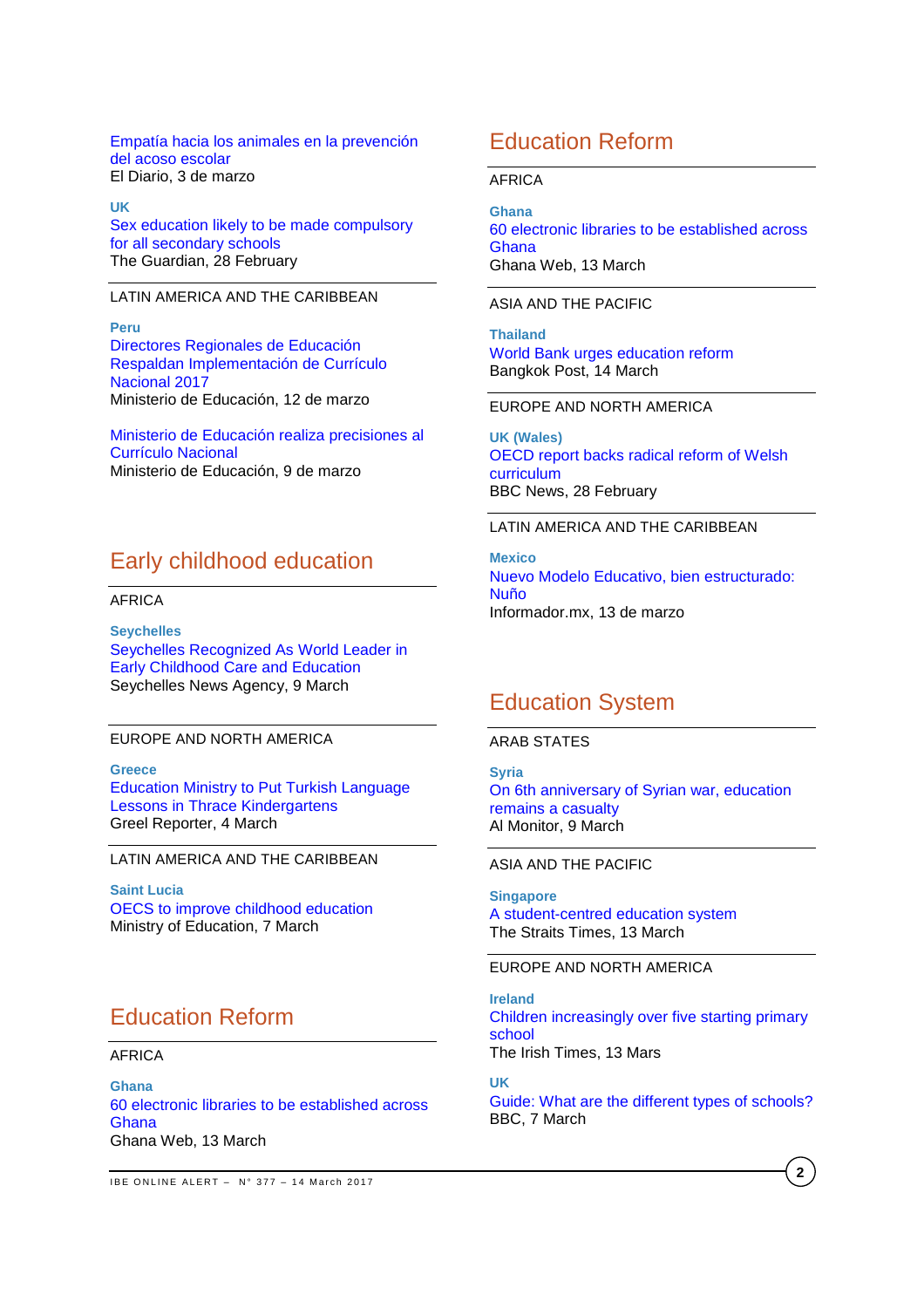Empatía hacia los animales en la prevención del acoso escolar
El Diario, 3 de marzo

**UK**
Sex education likely to be made compulsory for all secondary schools
The Guardian, 28 February

LATIN AMERICA AND THE CARIBBEAN

**Peru**
Directores Regionales de Educación Respaldan Implementación de Currículo Nacional 2017
Ministerio de Educación, 12 de marzo

Ministerio de Educación realiza precisiones al Currículo Nacional
Ministerio de Educación, 9 de marzo

## Early childhood education

AFRICA

**Seychelles**
Seychelles Recognized As World Leader in Early Childhood Care and Education
Seychelles News Agency, 9 March

EUROPE AND NORTH AMERICA

**Greece**
Education Ministry to Put Turkish Language Lessons in Thrace Kindergartens
Greel Reporter, 4 March

LATIN AMERICA AND THE CARIBBEAN

**Saint Lucia**
OECS to improve childhood education
Ministry of Education, 7 March

## Education Reform

AFRICA

**Ghana**
60 electronic libraries to be established across Ghana
Ghana Web, 13 March

## Education Reform

AFRICA

**Ghana**
60 electronic libraries to be established across Ghana
Ghana Web, 13 March

ASIA AND THE PACIFIC

**Thailand**
World Bank urges education reform
Bangkok Post, 14 March

EUROPE AND NORTH AMERICA

**UK (Wales)**
OECD report backs radical reform of Welsh curriculum
BBC News, 28 February

LATIN AMERICA AND THE CARIBBEAN

**Mexico**
Nuevo Modelo Educativo, bien estructurado: Nuño
Informador.mx, 13 de marzo

## Education System

ARAB STATES

**Syria**
On 6th anniversary of Syrian war, education remains a casualty
Al Monitor, 9 March

ASIA AND THE PACIFIC

**Singapore**
A student-centred education system
The Straits Times, 13 March

EUROPE AND NORTH AMERICA

**Ireland**
Children increasingly over five starting primary school
The Irish Times, 13 Mars

**UK**
Guide: What are the different types of schools?
BBC, 7 March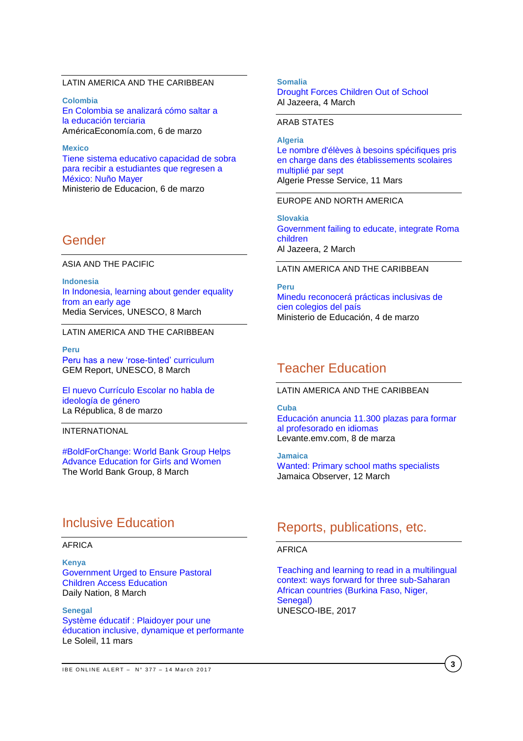LATIN AMERICA AND THE CARIBBEAN

**Colombia**
En Colombia se analizará cómo saltar a la educación terciaria
AméricaEconomía.com, 6 de marzo

**Mexico**
Tiene sistema educativo capacidad de sobra para recibir a estudiantes que regresen a México: Nuño Mayer
Ministerio de Educacion, 6 de marzo

## Gender

ASIA AND THE PACIFIC

**Indonesia**
In Indonesia, learning about gender equality from an early age
Media Services, UNESCO, 8 March

LATIN AMERICA AND THE CARIBBEAN

**Peru**
Peru has a new 'rose-tinted' curriculum
GEM Report, UNESCO, 8 March

El nuevo Currículo Escolar no habla de ideología de género
La República, 8 de marzo

INTERNATIONAL

#BoldForChange: World Bank Group Helps Advance Education for Girls and Women
The World Bank Group, 8 March

## Inclusive Education

AFRICA

**Kenya**
Government Urged to Ensure Pastoral Children Access Education
Daily Nation, 8 March

**Senegal**
Système éducatif : Plaidoyer pour une éducation inclusive, dynamique et performante
Le Soleil, 11 mars

**Somalia**
Drought Forces Children Out of School
Al Jazeera, 4 March

ARAB STATES

**Algeria**
Le nombre d'élèves à besoins spécifiques pris en charge dans des établissements scolaires multiplié par sept
Algerie Presse Service, 11 Mars

EUROPE AND NORTH AMERICA

**Slovakia**
Government failing to educate, integrate Roma children
Al Jazeera, 2 March

LATIN AMERICA AND THE CARIBBEAN

**Peru**
Minedu reconocerá prácticas inclusivas de cien colegios del país
Ministerio de Educación, 4 de marzo

## Teacher Education

LATIN AMERICA AND THE CARIBBEAN

**Cuba**
Educación anuncia 11.300 plazas para formar al profesorado en idiomas
Levante.emv.com, 8 de marza

**Jamaica**
Wanted: Primary school maths specialists
Jamaica Observer, 12 March

## Reports, publications, etc.

AFRICA

Teaching and learning to read in a multilingual context: ways forward for three sub-Saharan African countries (Burkina Faso, Niger, Senegal)
UNESCO-IBE, 2017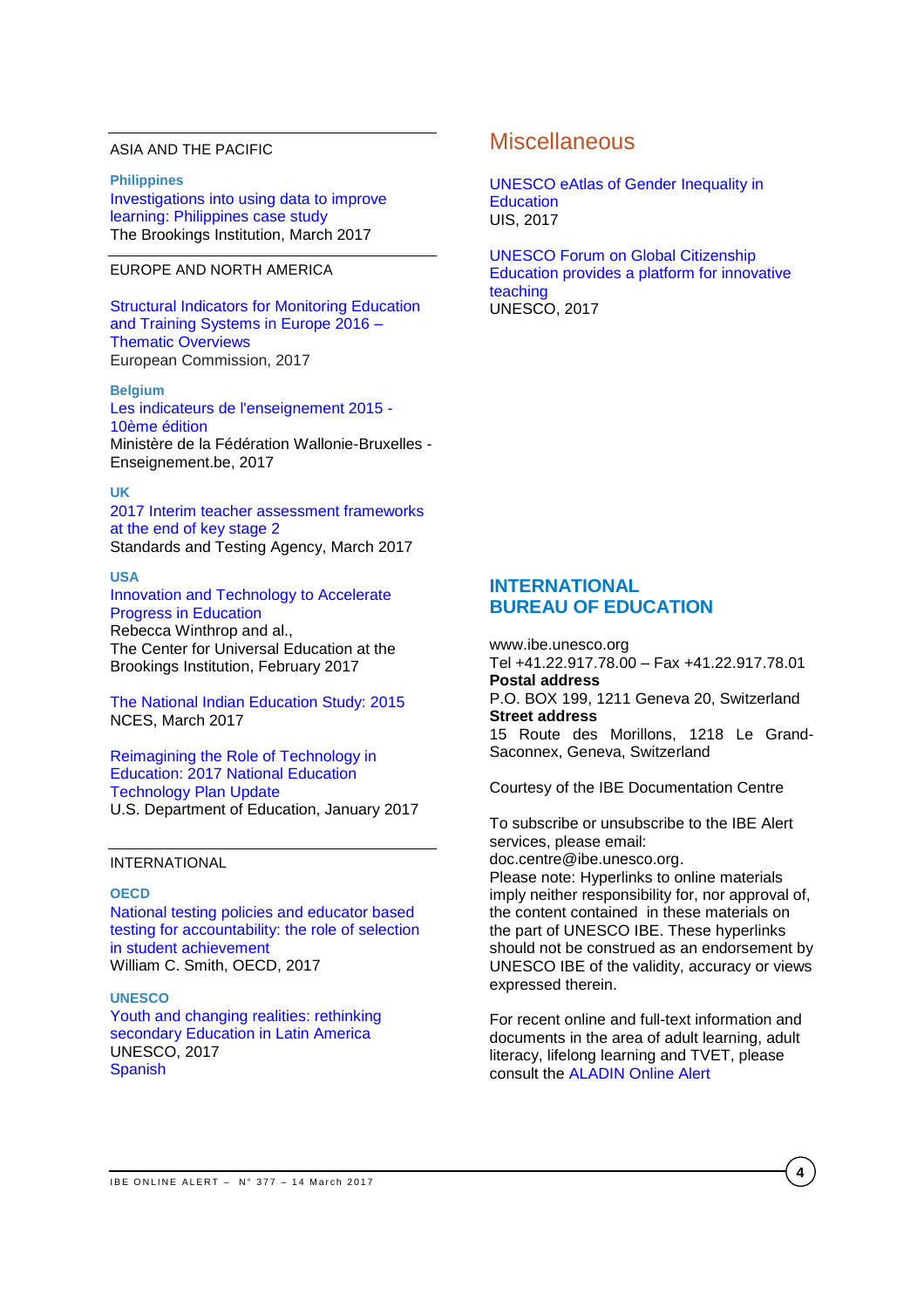ASIA AND THE PACIFIC

**Philippines**

Investigations into using data to improve learning: Philippines case study
The Brookings Institution, March 2017

EUROPE AND NORTH AMERICA

Structural Indicators for Monitoring Education and Training Systems in Europe 2016 – Thematic Overviews
European Commission, 2017

**Belgium**

Les indicateurs de l'enseignement 2015 - 10ème édition
Ministère de la Fédération Wallonie-Bruxelles - Enseignement.be, 2017

**UK**

2017 Interim teacher assessment frameworks at the end of key stage 2
Standards and Testing Agency, March 2017

**USA**

Innovation and Technology to Accelerate Progress in Education
Rebecca Winthrop and al.,
The Center for Universal Education at the Brookings Institution, February 2017

The National Indian Education Study: 2015
NCES, March 2017

Reimagining the Role of Technology in Education: 2017 National Education Technology Plan Update
U.S. Department of Education, January 2017

INTERNATIONAL

**OECD**

National testing policies and educator based testing for accountability: the role of selection in student achievement
William C. Smith, OECD, 2017

**UNESCO**

Youth and changing realities: rethinking secondary Education in Latin America
UNESCO, 2017
Spanish

## Miscellaneous

UNESCO eAtlas of Gender Inequality in Education
UIS, 2017

UNESCO Forum on Global Citizenship Education provides a platform for innovative teaching
UNESCO, 2017

## INTERNATIONAL BUREAU OF EDUCATION

www.ibe.unesco.org
Tel +41.22.917.78.00 – Fax +41.22.917.78.01
**Postal address**
P.O. BOX 199, 1211 Geneva 20, Switzerland
**Street address**
15 Route des Morillons, 1218 Le Grand-Saconnex, Geneva, Switzerland

Courtesy of the IBE Documentation Centre

To subscribe or unsubscribe to the IBE Alert services, please email:
doc.centre@ibe.unesco.org.
Please note: Hyperlinks to online materials imply neither responsibility for, nor approval of, the content contained in these materials on the part of UNESCO IBE. These hyperlinks should not be construed as an endorsement by UNESCO IBE of the validity, accuracy or views expressed therein.

For recent online and full-text information and documents in the area of adult learning, adult literacy, lifelong learning and TVET, please consult the ALADIN Online Alert